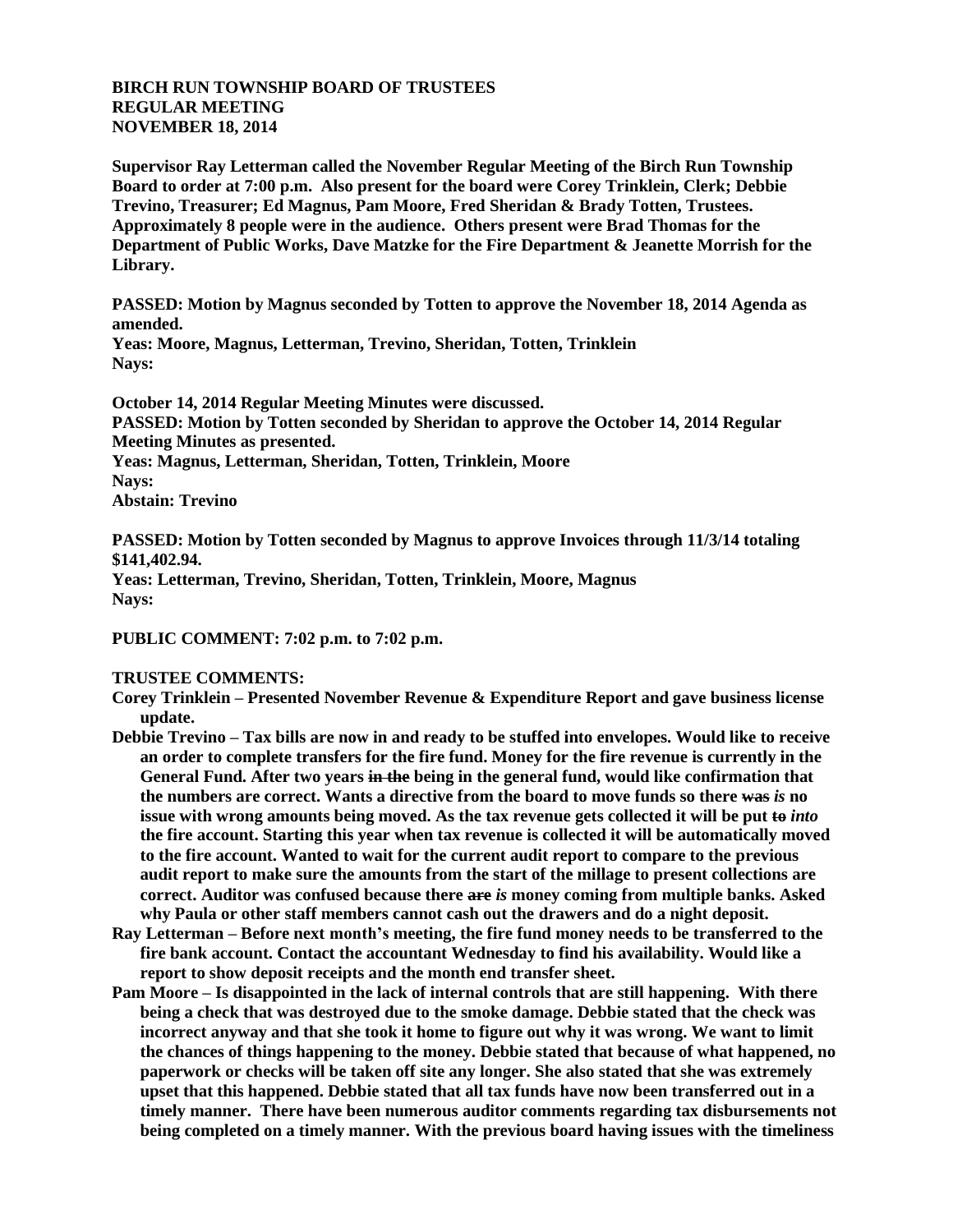**BIRCH RUN TOWNSHIP BOARD OF TRUSTEES**
**REGULAR MEETING**
**NOVEMBER 18, 2014**

**Supervisor Ray Letterman called the November Regular Meeting of the Birch Run Township Board to order at 7:00 p.m. Also present for the board were Corey Trinklein, Clerk; Debbie Trevino, Treasurer; Ed Magnus, Pam Moore, Fred Sheridan & Brady Totten, Trustees. Approximately 8 people were in the audience. Others present were Brad Thomas for the Department of Public Works, Dave Matzke for the Fire Department & Jeanette Morrish for the Library.**

**PASSED: Motion by Magnus seconded by Totten to approve the November 18, 2014 Agenda as amended.**
**Yeas: Moore, Magnus, Letterman, Trevino, Sheridan, Totten, Trinklein**
**Nays:**

**October 14, 2014 Regular Meeting Minutes were discussed.**
**PASSED: Motion by Totten seconded by Sheridan to approve the October 14, 2014 Regular Meeting Minutes as presented.**
**Yeas: Magnus, Letterman, Sheridan, Totten, Trinklein, Moore**
**Nays:**
**Abstain: Trevino**

**PASSED: Motion by Totten seconded by Magnus to approve Invoices through 11/3/14 totaling $141,402.94.**
**Yeas: Letterman, Trevino, Sheridan, Totten, Trinklein, Moore, Magnus**
**Nays:**

**PUBLIC COMMENT: 7:02 p.m. to 7:02 p.m.**

**TRUSTEE COMMENTS:**

- **Corey Trinklein – Presented November Revenue & Expenditure Report and gave business license update.**
- **Debbie Trevino – Tax bills are now in and ready to be stuffed into envelopes. Would like to receive an order to complete transfers for the fire fund. Money for the fire revenue is currently in the General Fund. After two years ~~in the~~ being in the general fund, would like confirmation that the numbers are correct. Wants a directive from the board to move funds so there ~~was~~ *is* no issue with wrong amounts being moved. As the tax revenue gets collected it will be put ~~to~~ *into* the fire account. Starting this year when tax revenue is collected it will be automatically moved to the fire account. Wanted to wait for the current audit report to compare to the previous audit report to make sure the amounts from the start of the millage to present collections are correct. Auditor was confused because there ~~are~~ *is* money coming from multiple banks. Asked why Paula or other staff members cannot cash out the drawers and do a night deposit.**
- **Ray Letterman – Before next month's meeting, the fire fund money needs to be transferred to the fire bank account. Contact the accountant Wednesday to find his availability. Would like a report to show deposit receipts and the month end transfer sheet.**
- **Pam Moore – Is disappointed in the lack of internal controls that are still happening. With there being a check that was destroyed due to the smoke damage. Debbie stated that the check was incorrect anyway and that she took it home to figure out why it was wrong. We want to limit the chances of things happening to the money. Debbie stated that because of what happened, no paperwork or checks will be taken off site any longer. She also stated that she was extremely upset that this happened. Debbie stated that all tax funds have now been transferred out in a timely manner. There have been numerous auditor comments regarding tax disbursements not being completed on a timely manner. With the previous board having issues with the timeliness**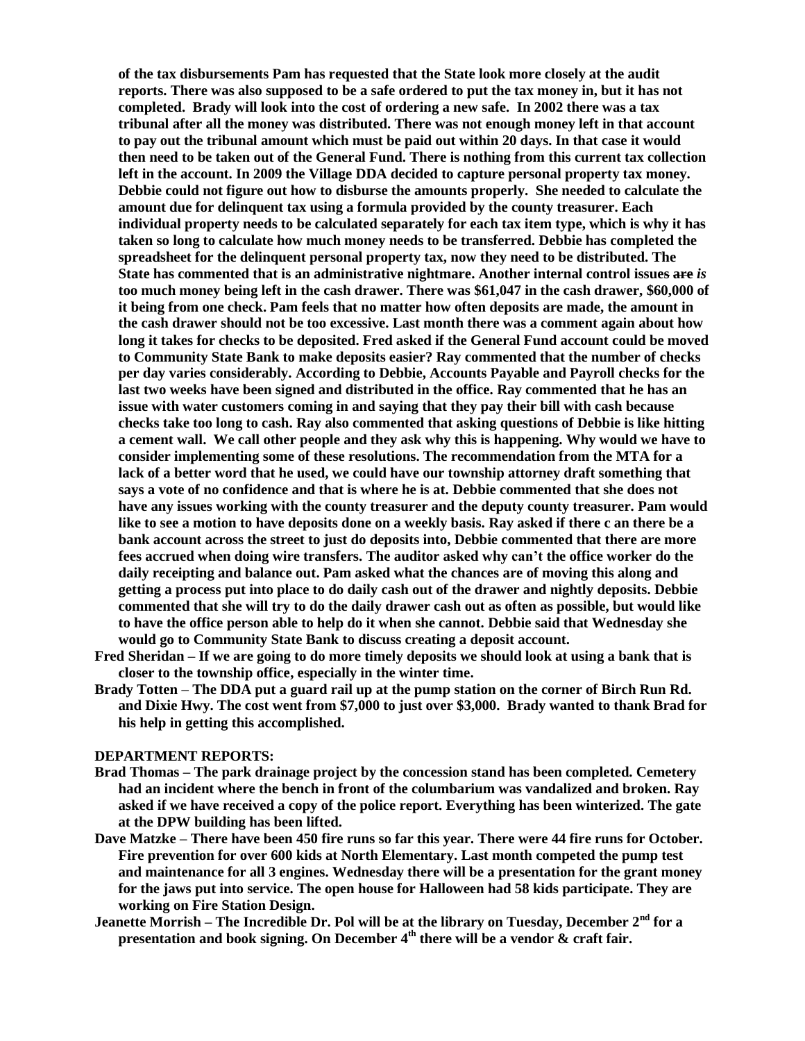**of the tax disbursements Pam has requested that the State look more closely at the audit reports. There was also supposed to be a safe ordered to put the tax money in, but it has not completed. Brady will look into the cost of ordering a new safe. In 2002 there was a tax tribunal after all the money was distributed. There was not enough money left in that account to pay out the tribunal amount which must be paid out within 20 days. In that case it would then need to be taken out of the General Fund. There is nothing from this current tax collection left in the account. In 2009 the Village DDA decided to capture personal property tax money. Debbie could not figure out how to disburse the amounts properly. She needed to calculate the amount due for delinquent tax using a formula provided by the county treasurer. Each individual property needs to be calculated separately for each tax item type, which is why it has taken so long to calculate how much money needs to be transferred. Debbie has completed the spreadsheet for the delinquent personal property tax, now they need to be distributed. The State has commented that is an administrative nightmare. Another internal control issues ~~are~~ *is* too much money being left in the cash drawer. There was $61,047 in the cash drawer, $60,000 of it being from one check. Pam feels that no matter how often deposits are made, the amount in the cash drawer should not be too excessive. Last month there was a comment again about how long it takes for checks to be deposited. Fred asked if the General Fund account could be moved to Community State Bank to make deposits easier? Ray commented that the number of checks per day varies considerably. According to Debbie, Accounts Payable and Payroll checks for the last two weeks have been signed and distributed in the office. Ray commented that he has an issue with water customers coming in and saying that they pay their bill with cash because checks take too long to cash. Ray also commented that asking questions of Debbie is like hitting a cement wall. We call other people and they ask why this is happening. Why would we have to consider implementing some of these resolutions. The recommendation from the MTA for a lack of a better word that he used, we could have our township attorney draft something that says a vote of no confidence and that is where he is at. Debbie commented that she does not have any issues working with the county treasurer and the deputy county treasurer. Pam would like to see a motion to have deposits done on a weekly basis. Ray asked if there c an there be a bank account across the street to just do deposits into, Debbie commented that there are more fees accrued when doing wire transfers. The auditor asked why can't the office worker do the daily receipting and balance out. Pam asked what the chances are of moving this along and getting a process put into place to do daily cash out of the drawer and nightly deposits. Debbie commented that she will try to do the daily drawer cash out as often as possible, but would like to have the office person able to help do it when she cannot. Debbie said that Wednesday she would go to Community State Bank to discuss creating a deposit account.**

**Fred Sheridan – If we are going to do more timely deposits we should look at using a bank that is closer to the township office, especially in the winter time.**

**Brady Totten – The DDA put a guard rail up at the pump station on the corner of Birch Run Rd. and Dixie Hwy. The cost went from $7,000 to just over $3,000. Brady wanted to thank Brad for his help in getting this accomplished.**

**DEPARTMENT REPORTS:**

**Brad Thomas – The park drainage project by the concession stand has been completed. Cemetery had an incident where the bench in front of the columbarium was vandalized and broken. Ray asked if we have received a copy of the police report. Everything has been winterized. The gate at the DPW building has been lifted.**

**Dave Matzke – There have been 450 fire runs so far this year. There were 44 fire runs for October. Fire prevention for over 600 kids at North Elementary. Last month competed the pump test and maintenance for all 3 engines. Wednesday there will be a presentation for the grant money for the jaws put into service. The open house for Halloween had 58 kids participate. They are working on Fire Station Design.**

**Jeanette Morrish – The Incredible Dr. Pol will be at the library on Tuesday, December 2nd for a presentation and book signing. On December 4th there will be a vendor & craft fair.**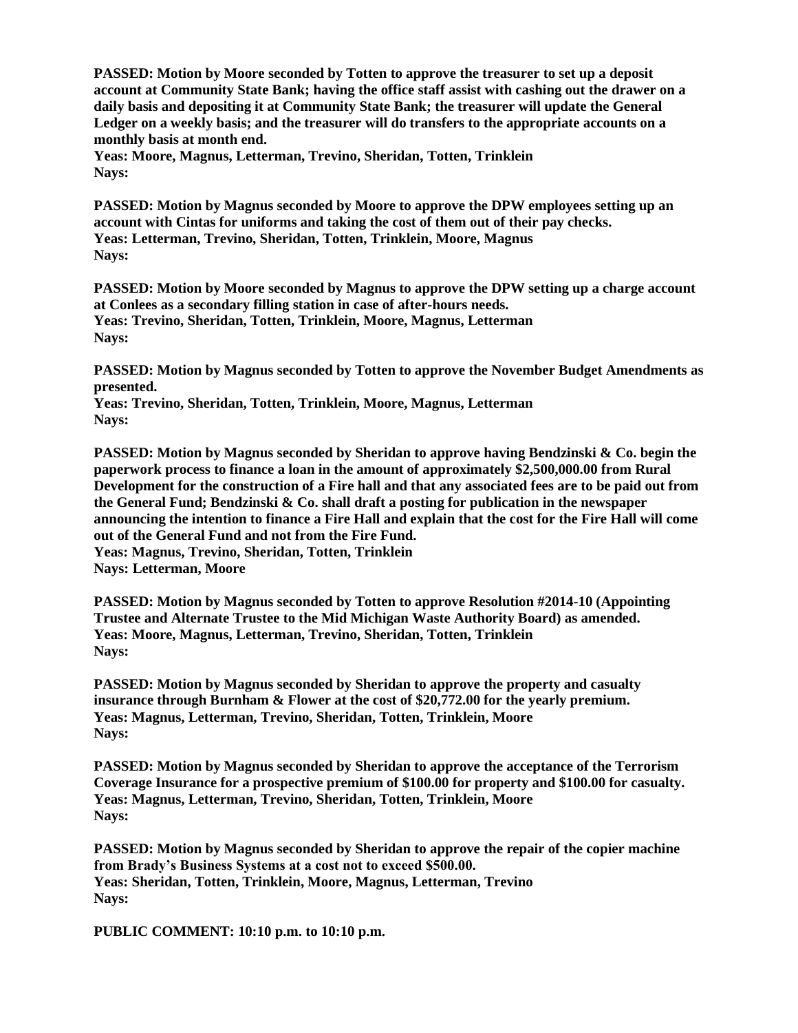**PASSED: Motion by Moore seconded by Totten to approve the treasurer to set up a deposit account at Community State Bank; having the office staff assist with cashing out the drawer on a daily basis and depositing it at Community State Bank; the treasurer will update the General Ledger on a weekly basis; and the treasurer will do transfers to the appropriate accounts on a monthly basis at month end.**
**Yeas: Moore, Magnus, Letterman, Trevino, Sheridan, Totten, Trinklein**
**Nays:**

**PASSED: Motion by Magnus seconded by Moore to approve the DPW employees setting up an account with Cintas for uniforms and taking the cost of them out of their pay checks.**
**Yeas: Letterman, Trevino, Sheridan, Totten, Trinklein, Moore, Magnus**
**Nays:**

**PASSED: Motion by Moore seconded by Magnus to approve the DPW setting up a charge account at Conlees as a secondary filling station in case of after-hours needs.**
**Yeas: Trevino, Sheridan, Totten, Trinklein, Moore, Magnus, Letterman**
**Nays:**

**PASSED: Motion by Magnus seconded by Totten to approve the November Budget Amendments as presented.**
**Yeas: Trevino, Sheridan, Totten, Trinklein, Moore, Magnus, Letterman**
**Nays:**

**PASSED: Motion by Magnus seconded by Sheridan to approve having Bendzinski & Co. begin the paperwork process to finance a loan in the amount of approximately $2,500,000.00 from Rural Development for the construction of a Fire hall and that any associated fees are to be paid out from the General Fund; Bendzinski & Co. shall draft a posting for publication in the newspaper announcing the intention to finance a Fire Hall and explain that the cost for the Fire Hall will come out of the General Fund and not from the Fire Fund.**
**Yeas: Magnus, Trevino, Sheridan, Totten, Trinklein**
**Nays: Letterman, Moore**

**PASSED: Motion by Magnus seconded by Totten to approve Resolution #2014-10 (Appointing Trustee and Alternate Trustee to the Mid Michigan Waste Authority Board) as amended.**
**Yeas: Moore, Magnus, Letterman, Trevino, Sheridan, Totten, Trinklein**
**Nays:**

**PASSED: Motion by Magnus seconded by Sheridan to approve the property and casualty insurance through Burnham & Flower at the cost of $20,772.00 for the yearly premium.**
**Yeas: Magnus, Letterman, Trevino, Sheridan, Totten, Trinklein, Moore**
**Nays:**

**PASSED: Motion by Magnus seconded by Sheridan to approve the acceptance of the Terrorism Coverage Insurance for a prospective premium of $100.00 for property and $100.00 for casualty.**
**Yeas: Magnus, Letterman, Trevino, Sheridan, Totten, Trinklein, Moore**
**Nays:**

**PASSED: Motion by Magnus seconded by Sheridan to approve the repair of the copier machine from Brady's Business Systems at a cost not to exceed $500.00.**
**Yeas: Sheridan, Totten, Trinklein, Moore, Magnus, Letterman, Trevino**
**Nays:**

**PUBLIC COMMENT: 10:10 p.m. to 10:10 p.m.**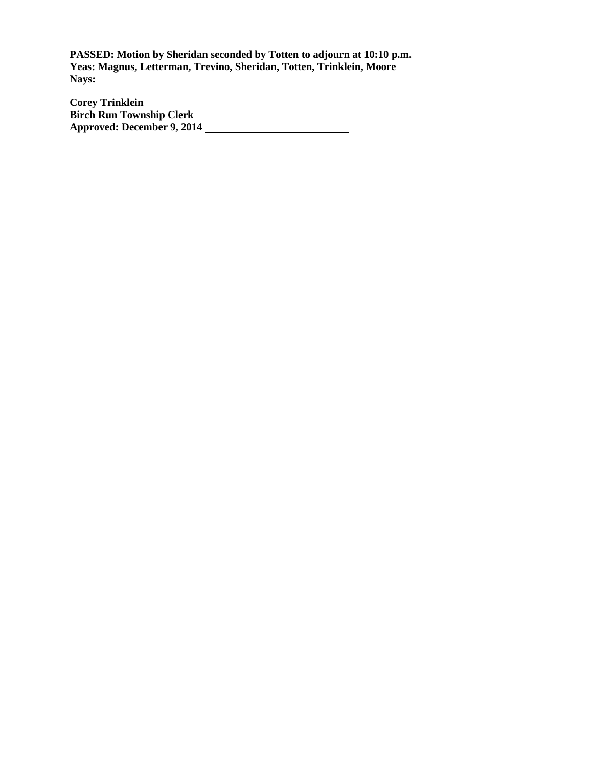**PASSED: Motion by Sheridan seconded by Totten to adjourn at 10:10 p.m.**
**Yeas: Magnus, Letterman, Trevino, Sheridan, Totten, Trinklein, Moore**
**Nays:**

**Corey Trinklein**
**Birch Run Township Clerk**
**Approved: December 9, 2014** ___________________________